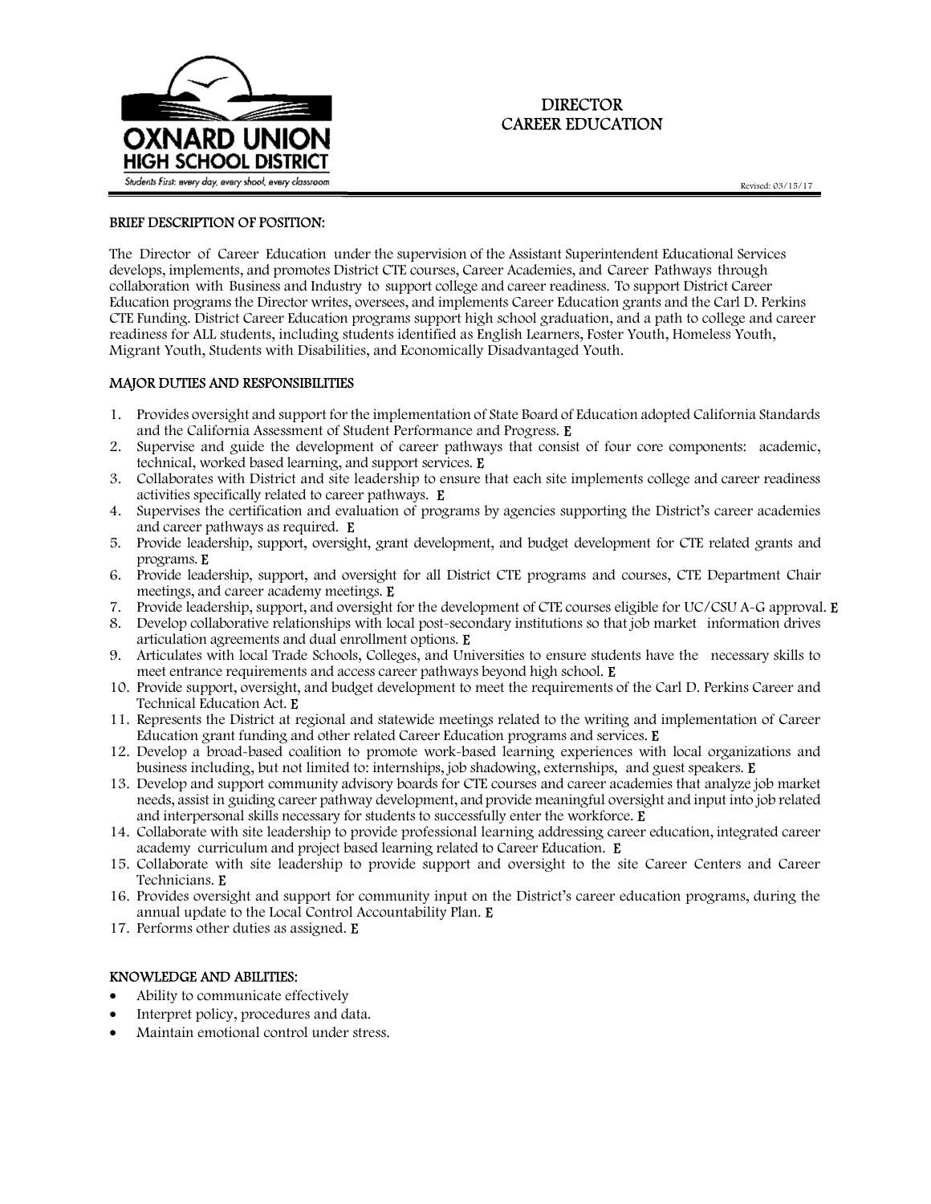OXNARD UNION HIGH SCHOOL DISTRICT

Students First: every day, every shool, every classroom

# DIRECTOR
# CAREER EDUCATION

Revised: 03/15/17

## BRIEF DESCRIPTION OF POSITION:

The Director of Career Education under the supervision of the Assistant Superintendent Educational Services develops, implements, and promotes District CTE courses, Career Academies, and Career Pathways through collaboration with Business and Industry to support college and career readiness. To support District Career Education programs the Director writes, oversees, and implements Career Education grants and the Carl D. Perkins CTE Funding. District Career Education programs support high school graduation, and a path to college and career readiness for ALL students, including students identified as English Learners, Foster Youth, Homeless Youth, Migrant Youth, Students with Disabilities, and Economically Disadvantaged Youth.

## MAJOR DUTIES AND RESPONSIBILITIES

1. Provides oversight and support for the implementation of State Board of Education adopted California Standards and the California Assessment of Student Performance and Progress. **E**
2. Supervise and guide the development of career pathways that consist of four core components: academic, technical, worked based learning, and support services. **E**
3. Collaborates with District and site leadership to ensure that each site implements college and career readiness activities specifically related to career pathways. **E**
4. Supervises the certification and evaluation of programs by agencies supporting the District's career academies and career pathways as required. **E**
5. Provide leadership, support, oversight, grant development, and budget development for CTE related grants and programs. **E**
6. Provide leadership, support, and oversight for all District CTE programs and courses, CTE Department Chair meetings, and career academy meetings. **E**
7. Provide leadership, support, and oversight for the development of CTE courses eligible for UC/CSU A-G approval. **E**
8. Develop collaborative relationships with local post-secondary institutions so that job market information drives articulation agreements and dual enrollment options. **E**
9. Articulates with local Trade Schools, Colleges, and Universities to ensure students have the necessary skills to meet entrance requirements and access career pathways beyond high school. **E**
10. Provide support, oversight, and budget development to meet the requirements of the Carl D. Perkins Career and Technical Education Act. **E**
11. Represents the District at regional and statewide meetings related to the writing and implementation of Career Education grant funding and other related Career Education programs and services. **E**
12. Develop a broad-based coalition to promote work-based learning experiences with local organizations and business including, but not limited to: internships, job shadowing, externships, and guest speakers. **E**
13. Develop and support community advisory boards for CTE courses and career academies that analyze job market needs, assist in guiding career pathway development, and provide meaningful oversight and input into job related and interpersonal skills necessary for students to successfully enter the workforce. **E**
14. Collaborate with site leadership to provide professional learning addressing career education, integrated career academy curriculum and project based learning related to Career Education. **E**
15. Collaborate with site leadership to provide support and oversight to the site Career Centers and Career Technicians. **E**
16. Provides oversight and support for community input on the District's career education programs, during the annual update to the Local Control Accountability Plan. **E**
17. Performs other duties as assigned. **E**

## KNOWLEDGE AND ABILITIES:

- Ability to communicate effectively
- Interpret policy, procedures and data.
- Maintain emotional control under stress.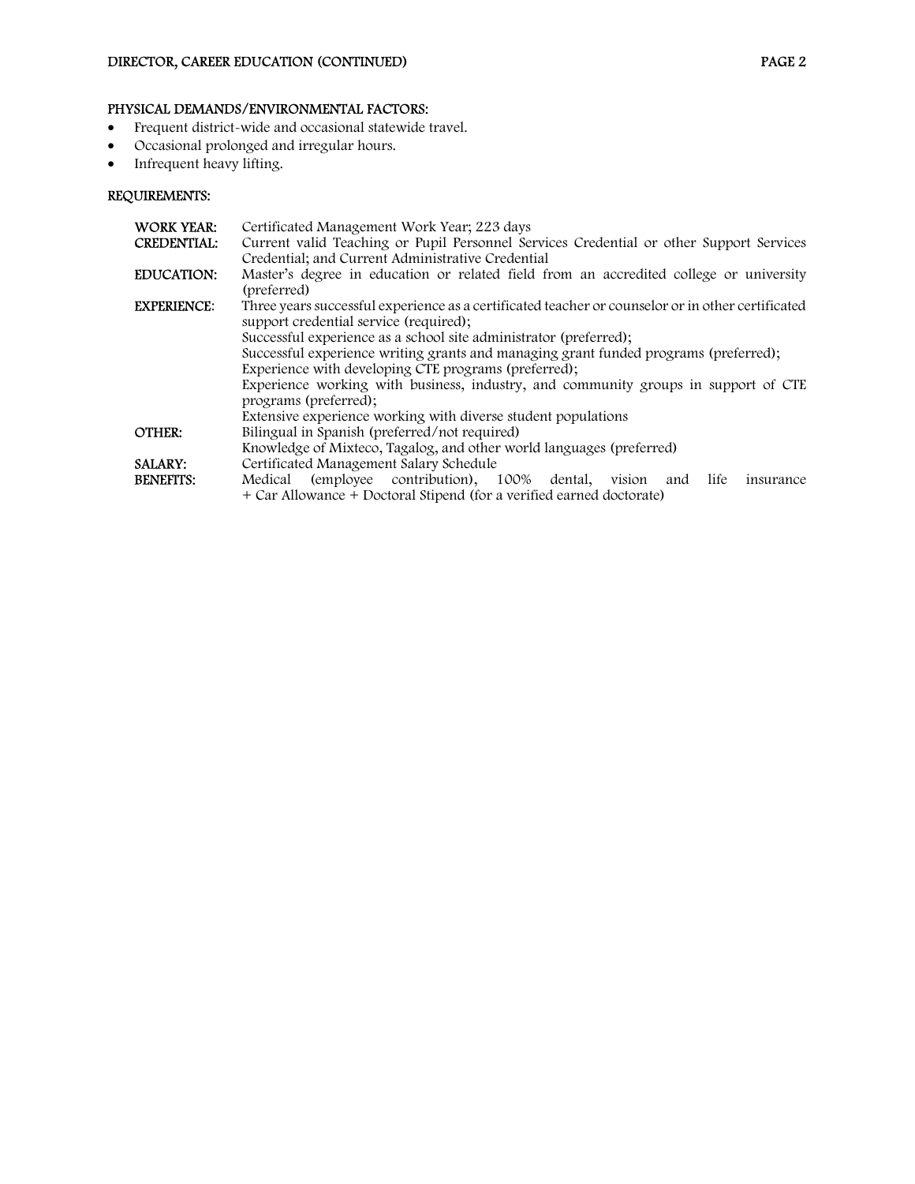**PHYSICAL DEMANDS/ENVIRONMENTAL FACTORS:**

- Frequent district-wide and occasional statewide travel.
- Occasional prolonged and irregular hours.
- Infrequent heavy lifting.

**REQUIREMENTS:**

| | |
|---|---|
| **WORK YEAR:** | Certificated Management Work Year; 223 days |
| **CREDENTIAL:** | Current valid Teaching or Pupil Personnel Services Credential or other Support Services Credential; and Current Administrative Credential |
| **EDUCATION:** | Master's degree in education or related field from an accredited college or university (preferred) |
| **EXPERIENCE:** | Three years successful experience as a certificated teacher or counselor or in other certificated support credential service (required);<br>Successful experience as a school site administrator (preferred);<br>Successful experience writing grants and managing grant funded programs (preferred);<br>Experience with developing CTE programs (preferred);<br>Experience working with business, industry, and community groups in support of CTE programs (preferred);<br>Extensive experience working with diverse student populations |
| **OTHER:** | Bilingual in Spanish (preferred/not required)<br>Knowledge of Mixteco, Tagalog, and other world languages (preferred) |
| **SALARY:** | Certificated Management Salary Schedule |
| **BENEFITS:** | Medical (employee contribution), 100% dental, vision and life insurance + Car Allowance + Doctoral Stipend (for a verified earned doctorate) |